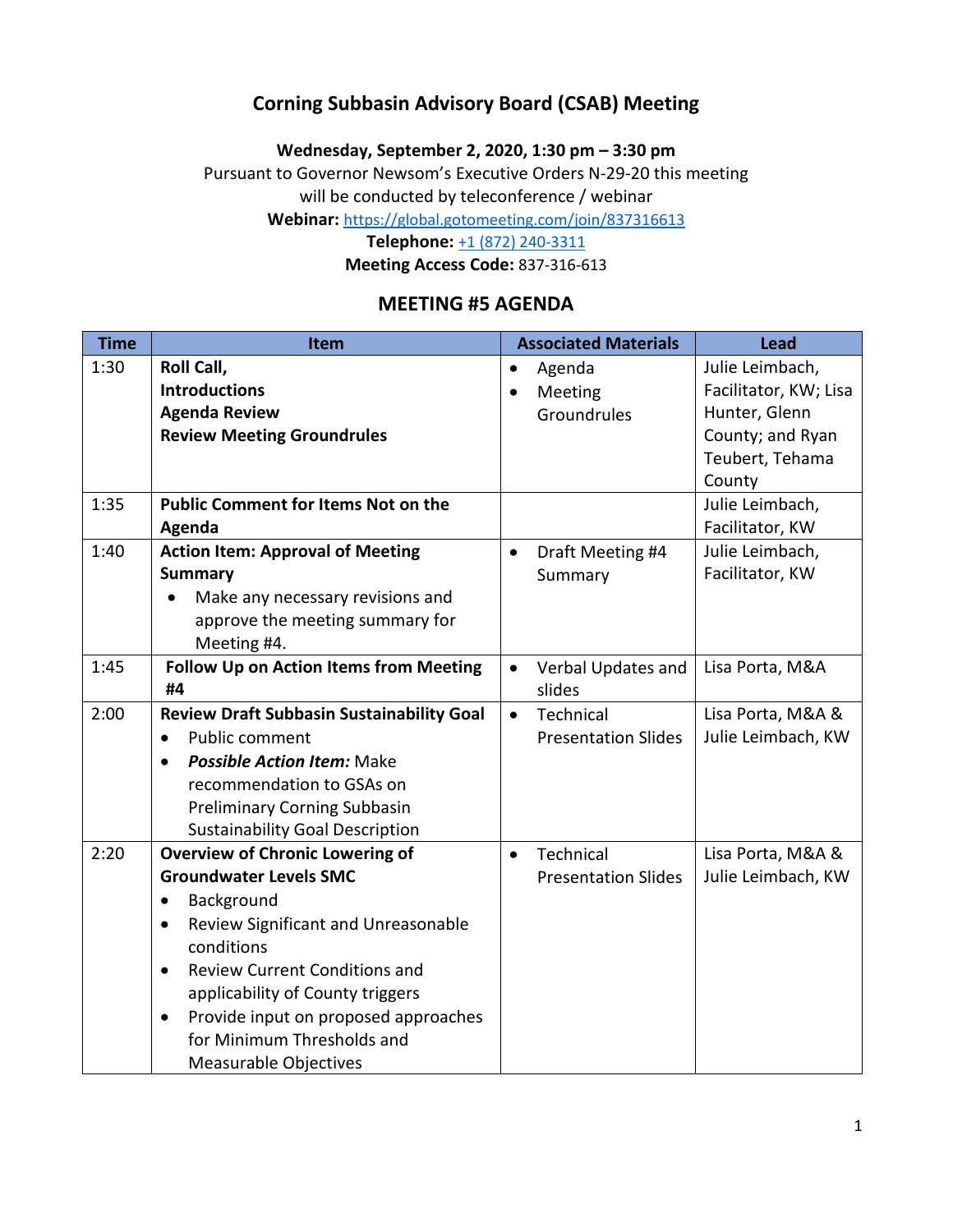# Corning Subbasin Advisory Board (CSAB) Meeting

**Wednesday, September 2, 2020, 1:30 pm – 3:30 pm**

Pursuant to Governor Newsom's Executive Orders N-29-20 this meeting will be conducted by teleconference / webinar

**Webinar:** https://global.gotomeeting.com/join/837316613

**Telephone:** +1 (872) 240-3311

**Meeting Access Code:** 837-316-613

## MEETING #5 AGENDA

| Time | Item | Associated Materials | Lead |
|---|---|---|---|
| 1:30 | **Roll Call,**<br>**Introductions**<br>**Agenda Review**<br>**Review Meeting Groundrules** | • Agenda<br>• Meeting Groundrules | Julie Leimbach, Facilitator, KW; Lisa Hunter, Glenn County; and Ryan Teubert, Tehama County |
| 1:35 | **Public Comment for Items Not on the Agenda** | | Julie Leimbach, Facilitator, KW |
| 1:40 | **Action Item: Approval of Meeting Summary**<br>• Make any necessary revisions and approve the meeting summary for Meeting #4. | • Draft Meeting #4 Summary | Julie Leimbach, Facilitator, KW |
| 1:45 | **Follow Up on Action Items from Meeting #4** | • Verbal Updates and slides | Lisa Porta, M&A |
| 2:00 | **Review Draft Subbasin Sustainability Goal**<br>• Public comment<br>• ***Possible Action Item:*** Make recommendation to GSAs on Preliminary Corning Subbasin Sustainability Goal Description | • Technical Presentation Slides | Lisa Porta, M&A & Julie Leimbach, KW |
| 2:20 | **Overview of Chronic Lowering of Groundwater Levels SMC**<br>• Background<br>• Review Significant and Unreasonable conditions<br>• Review Current Conditions and applicability of County triggers<br>• Provide input on proposed approaches for Minimum Thresholds and Measurable Objectives | • Technical Presentation Slides | Lisa Porta, M&A & Julie Leimbach, KW |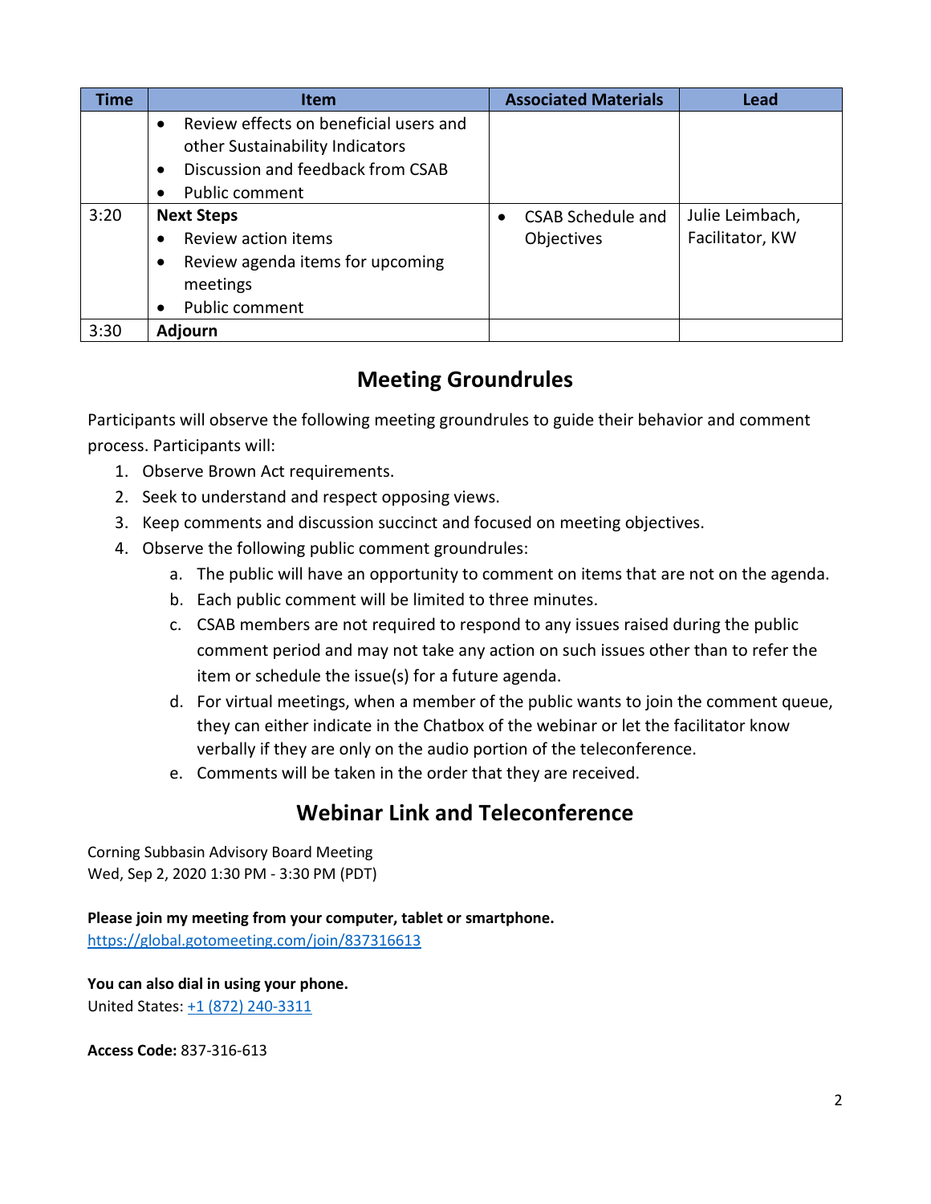| Time | Item | Associated Materials | Lead |
|---|---|---|---|
| | • Review effects on beneficial users and other Sustainability Indicators<br>• Discussion and feedback from CSAB<br>• Public comment | | |
| 3:20 | **Next Steps**<br>• Review action items<br>• Review agenda items for upcoming meetings<br>• Public comment | • CSAB Schedule and Objectives | Julie Leimbach, Facilitator, KW |
| 3:30 | **Adjourn** | | |

## Meeting Groundrules

Participants will observe the following meeting groundrules to guide their behavior and comment process. Participants will:

1. Observe Brown Act requirements.
2. Seek to understand and respect opposing views.
3. Keep comments and discussion succinct and focused on meeting objectives.
4. Observe the following public comment groundrules:
    a. The public will have an opportunity to comment on items that are not on the agenda.
    b. Each public comment will be limited to three minutes.
    c. CSAB members are not required to respond to any issues raised during the public comment period and may not take any action on such issues other than to refer the item or schedule the issue(s) for a future agenda.
    d. For virtual meetings, when a member of the public wants to join the comment queue, they can either indicate in the Chatbox of the webinar or let the facilitator know verbally if they are only on the audio portion of the teleconference.
    e. Comments will be taken in the order that they are received.

## Webinar Link and Teleconference

Corning Subbasin Advisory Board Meeting
Wed, Sep 2, 2020 1:30 PM - 3:30 PM (PDT)

**Please join my meeting from your computer, tablet or smartphone.**
https://global.gotomeeting.com/join/837316613

**You can also dial in using your phone.**
United States: +1 (872) 240-3311

**Access Code:** 837-316-613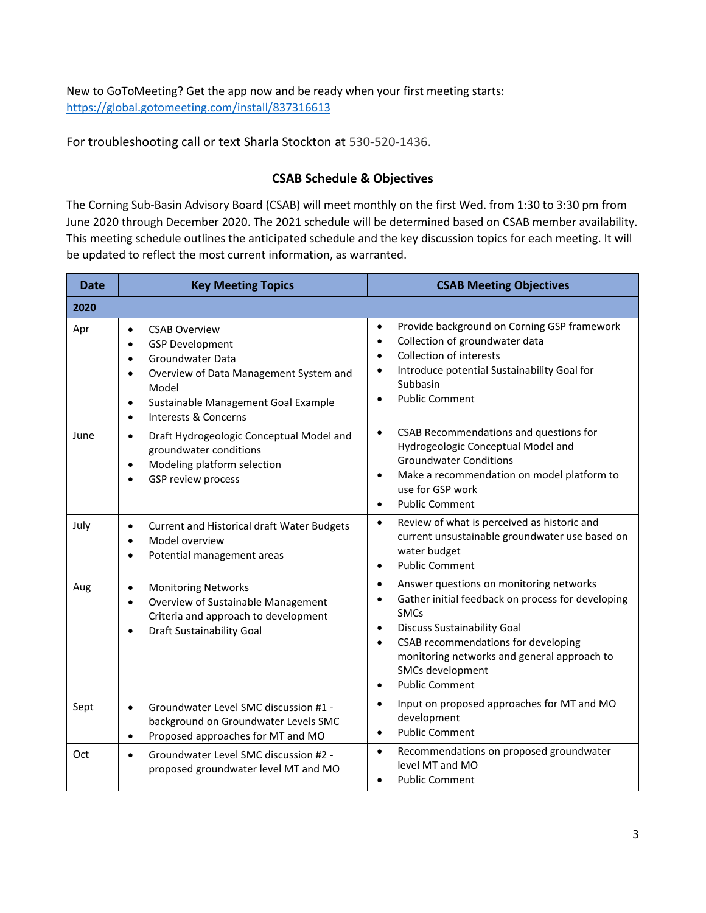New to GoToMeeting? Get the app now and be ready when your first meeting starts: [https://global.gotomeeting.com/install/837316613](https://global.gotomeeting.com/install/837316613)

For troubleshooting call or text Sharla Stockton at 530-520-1436.

## CSAB Schedule & Objectives

The Corning Sub-Basin Advisory Board (CSAB) will meet monthly on the first Wed. from 1:30 to 3:30 pm from June 2020 through December 2020. The 2021 schedule will be determined based on CSAB member availability. This meeting schedule outlines the anticipated schedule and the key discussion topics for each meeting. It will be updated to reflect the most current information, as warranted.

| Date | Key Meeting Topics | CSAB Meeting Objectives |
|---|---|---|
| **2020** | | |
| Apr | • CSAB Overview<br>• GSP Development<br>• Groundwater Data<br>• Overview of Data Management System and Model<br>• Sustainable Management Goal Example<br>• Interests & Concerns | • Provide background on Corning GSP framework<br>• Collection of groundwater data<br>• Collection of interests<br>• Introduce potential Sustainability Goal for Subbasin<br>• Public Comment |
| June | • Draft Hydrogeologic Conceptual Model and groundwater conditions<br>• Modeling platform selection<br>• GSP review process | • CSAB Recommendations and questions for Hydrogeologic Conceptual Model and Groundwater Conditions<br>• Make a recommendation on model platform to use for GSP work<br>• Public Comment |
| July | • Current and Historical draft Water Budgets<br>• Model overview<br>• Potential management areas | • Review of what is perceived as historic and current unsustainable groundwater use based on water budget<br>• Public Comment |
| Aug | • Monitoring Networks<br>• Overview of Sustainable Management Criteria and approach to development<br>• Draft Sustainability Goal | • Answer questions on monitoring networks<br>• Gather initial feedback on process for developing SMCs<br>• Discuss Sustainability Goal<br>• CSAB recommendations for developing monitoring networks and general approach to SMCs development<br>• Public Comment |
| Sept | • Groundwater Level SMC discussion #1 - background on Groundwater Levels SMC<br>• Proposed approaches for MT and MO | • Input on proposed approaches for MT and MO development<br>• Public Comment |
| Oct | • Groundwater Level SMC discussion #2 - proposed groundwater level MT and MO | • Recommendations on proposed groundwater level MT and MO<br>• Public Comment |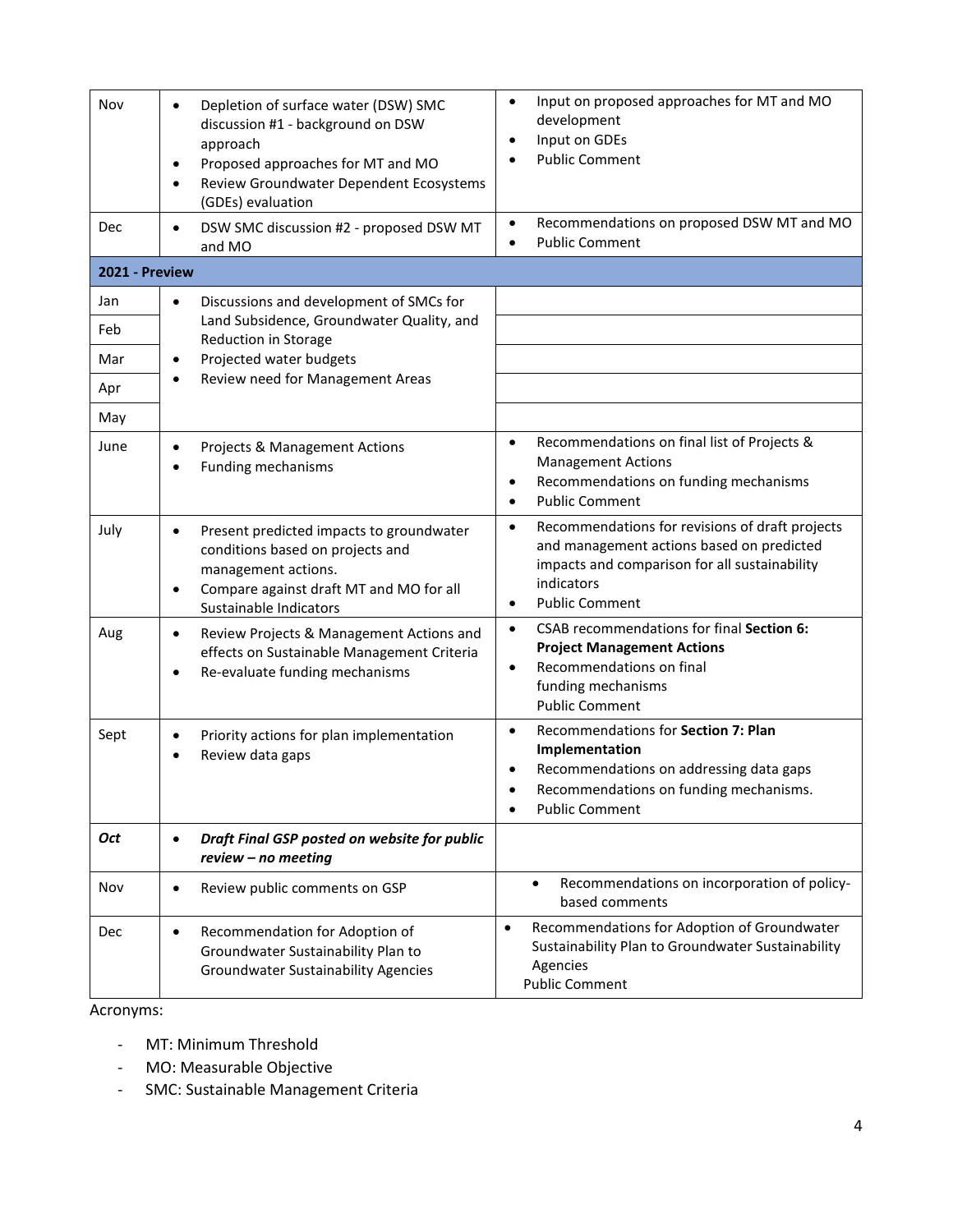| | | |
|---|---|---|
| Nov | • Depletion of surface water (DSW) SMC discussion #1 - background on DSW approach<br>• Proposed approaches for MT and MO<br>• Review Groundwater Dependent Ecosystems (GDEs) evaluation | • Input on proposed approaches for MT and MO development<br>• Input on GDEs<br>• Public Comment |
| Dec | • DSW SMC discussion #2 - proposed DSW MT and MO | • Recommendations on proposed DSW MT and MO<br>• Public Comment |
| **2021 - Preview** | | |
| Jan | • Discussions and development of SMCs for Land Subsidence, Groundwater Quality, and Reduction in Storage<br>• Projected water budgets<br>• Review need for Management Areas | |
| Feb | | |
| Mar | | |
| Apr | | |
| May | | |
| June | • Projects & Management Actions<br>• Funding mechanisms | • Recommendations on final list of Projects & Management Actions<br>• Recommendations on funding mechanisms<br>• Public Comment |
| July | • Present predicted impacts to groundwater conditions based on projects and management actions.<br>• Compare against draft MT and MO for all Sustainable Indicators | • Recommendations for revisions of draft projects and management actions based on predicted impacts and comparison for all sustainability indicators<br>• Public Comment |
| Aug | • Review Projects & Management Actions and effects on Sustainable Management Criteria<br>• Re-evaluate funding mechanisms | • CSAB recommendations for final **Section 6: Project Management Actions**<br>• Recommendations on final funding mechanisms<br>Public Comment |
| Sept | • Priority actions for plan implementation<br>• Review data gaps | • Recommendations for **Section 7: Plan Implementation**<br>• Recommendations on addressing data gaps<br>• Recommendations on funding mechanisms.<br>• Public Comment |
| ***Oct*** | • ***Draft Final GSP posted on website for public review – no meeting*** | |
| Nov | • Review public comments on GSP | • Recommendations on incorporation of policy-based comments |
| Dec | • Recommendation for Adoption of Groundwater Sustainability Plan to Groundwater Sustainability Agencies | • Recommendations for Adoption of Groundwater Sustainability Plan to Groundwater Sustainability Agencies<br>Public Comment |

Acronyms:

- MT: Minimum Threshold
- MO: Measurable Objective
- SMC: Sustainable Management Criteria